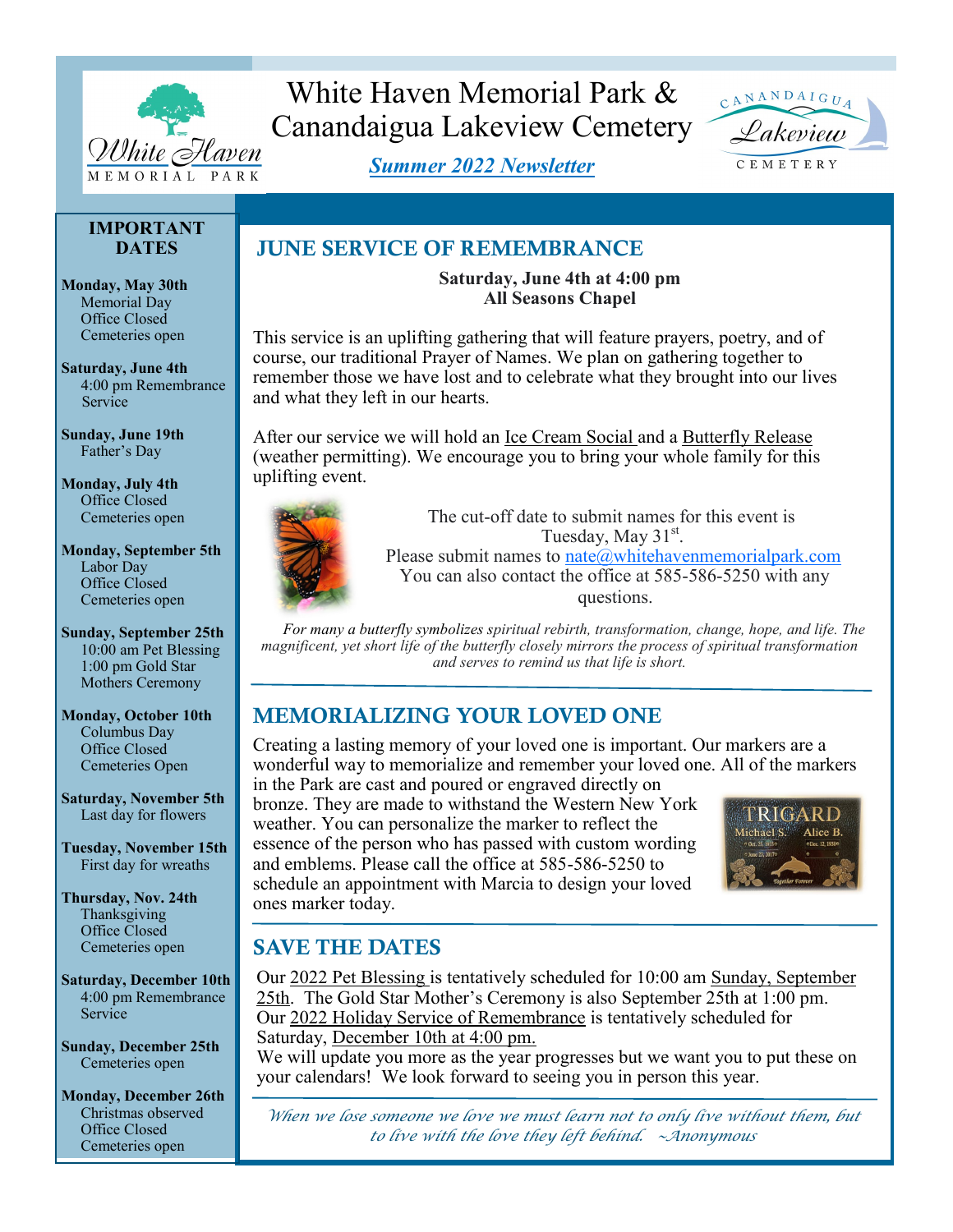# White Haven Memorial Park & Canandaigua Lakeview Cemetery

***Summer 2022 Newsletter***

## JUNE SERVICE OF REMEMBRANCE

**Saturday, June 4th at 4:00 pm**
**All Seasons Chapel**

This service is an uplifting gathering that will feature prayers, poetry, and of course, our traditional Prayer of Names. We plan on gathering together to remember those we have lost and to celebrate what they brought into our lives and what they left in our hearts.

After our service we will hold an Ice Cream Social and a Butterfly Release (weather permitting). We encourage you to bring your whole family for this uplifting event.

The cut-off date to submit names for this event is Tuesday, May 31st.
Please submit names to nate@whitehavenmemorialpark.com
You can also contact the office at 585-586-5250 with any questions.

*For many a butterfly symbolizes spiritual rebirth, transformation, change, hope, and life. The magnificent, yet short life of the butterfly closely mirrors the process of spiritual transformation and serves to remind us that life is short.*

## MEMORIALIZING YOUR LOVED ONE

Creating a lasting memory of your loved one is important. Our markers are a wonderful way to memorialize and remember your loved one. All of the markers in the Park are cast and poured or engraved directly on bronze. They are made to withstand the Western New York weather. You can personalize the marker to reflect the essence of the person who has passed with custom wording and emblems. Please call the office at 585-586-5250 to schedule an appointment with Marcia to design your loved ones marker today.

## SAVE THE DATES

Our 2022 Pet Blessing is tentatively scheduled for 10:00 am Sunday, September 25th. The Gold Star Mother's Ceremony is also September 25th at 1:00 pm. Our 2022 Holiday Service of Remembrance is tentatively scheduled for Saturday, December 10th at 4:00 pm.
We will update you more as the year progresses but we want you to put these on your calendars! We look forward to seeing you in person this year.

*When we lose someone we love we must learn not to only live without them, but to live with the love they left behind. ~Anonymous*

## IMPORTANT DATES

**Monday, May 30th**
Memorial Day
Office Closed
Cemeteries open

**Saturday, June 4th**
4:00 pm Remembrance Service

**Sunday, June 19th**
Father's Day

**Monday, July 4th**
Office Closed
Cemeteries open

**Monday, September 5th**
Labor Day
Office Closed
Cemeteries open

**Sunday, September 25th**
10:00 am Pet Blessing
1:00 pm Gold Star Mothers Ceremony

**Monday, October 10th**
Columbus Day
Office Closed
Cemeteries Open

**Saturday, November 5th**
Last day for flowers

**Tuesday, November 15th**
First day for wreaths

**Thursday, Nov. 24th**
Thanksgiving
Office Closed
Cemeteries open

**Saturday, December 10th**
4:00 pm Remembrance Service

**Sunday, December 25th**
Cemeteries open

**Monday, December 26th**
Christmas observed
Office Closed
Cemeteries open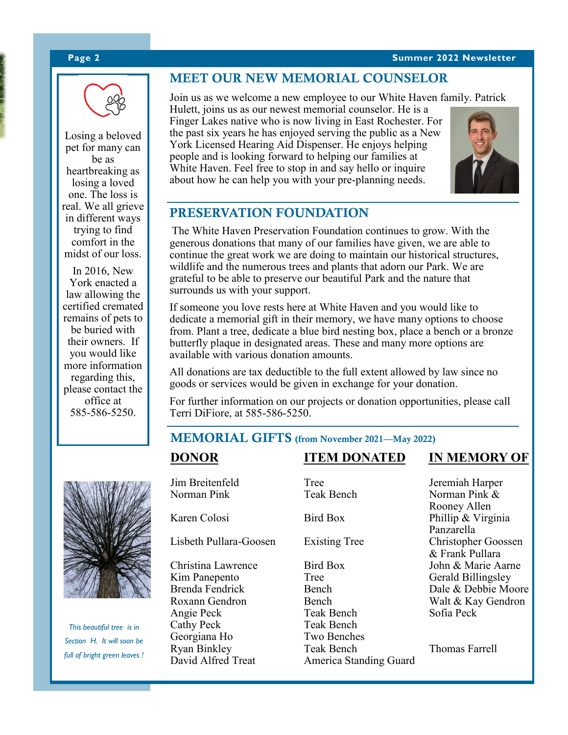Losing a beloved pet for many can be as heartbreaking as losing a loved one. The loss is real. We all grieve in different ways trying to find comfort in the midst of our loss.

In 2016, New York enacted a law allowing the certified cremated remains of pets to be buried with their owners. If you would like more information regarding this, please contact the office at 585-586-5250.

*This beautiful tree is in Section H. It will soon be full of bright green leaves !*

## MEET OUR NEW MEMORIAL COUNSELOR

Join us as we welcome a new employee to our White Haven family. Patrick Hulett, joins us as our newest memorial counselor. He is a Finger Lakes native who is now living in East Rochester. For the past six years he has enjoyed serving the public as a New York Licensed Hearing Aid Dispenser. He enjoys helping people and is looking forward to helping our families at White Haven. Feel free to stop in and say hello or inquire about how he can help you with your pre-planning needs.

## PRESERVATION FOUNDATION

The White Haven Preservation Foundation continues to grow. With the generous donations that many of our families have given, we are able to continue the great work we are doing to maintain our historical structures, wildlife and the numerous trees and plants that adorn our Park. We are grateful to be able to preserve our beautiful Park and the nature that surrounds us with your support.

If someone you love rests here at White Haven and you would like to dedicate a memorial gift in their memory, we have many options to choose from. Plant a tree, dedicate a blue bird nesting box, place a bench or a bronze butterfly plaque in designated areas. These and many more options are available with various donation amounts.

All donations are tax deductible to the full extent allowed by law since no goods or services would be given in exchange for your donation.

For further information on our projects or donation opportunities, please call Terri DiFiore, at 585-586-5250.

## MEMORIAL GIFTS (from November 2021—May 2022)

| DONOR | ITEM DONATED | IN MEMORY OF |
| --- | --- | --- |
| Jim Breitenfeld | Tree | Jeremiah Harper |
| Norman Pink | Teak Bench | Norman Pink & Rooney Allen |
| Karen Colosi | Bird Box | Phillip & Virginia Panzarella |
| Lisbeth Pullara-Goosen | Existing Tree | Christopher Goossen & Frank Pullara |
| Christina Lawrence | Bird Box | John & Marie Aarne |
| Kim Panepento | Tree | Gerald Billingsley |
| Brenda Fendrick | Bench | Dale & Debbie Moore |
| Roxann Gendron | Bench | Walt & Kay Gendron |
| Angie Peck | Teak Bench | Sofia Peck |
| Cathy Peck | Teak Bench | |
| Georgiana Ho | Two Benches | |
| Ryan Binkley | Teak Bench | Thomas Farrell |
| David Alfred Treat | America Standing Guard | |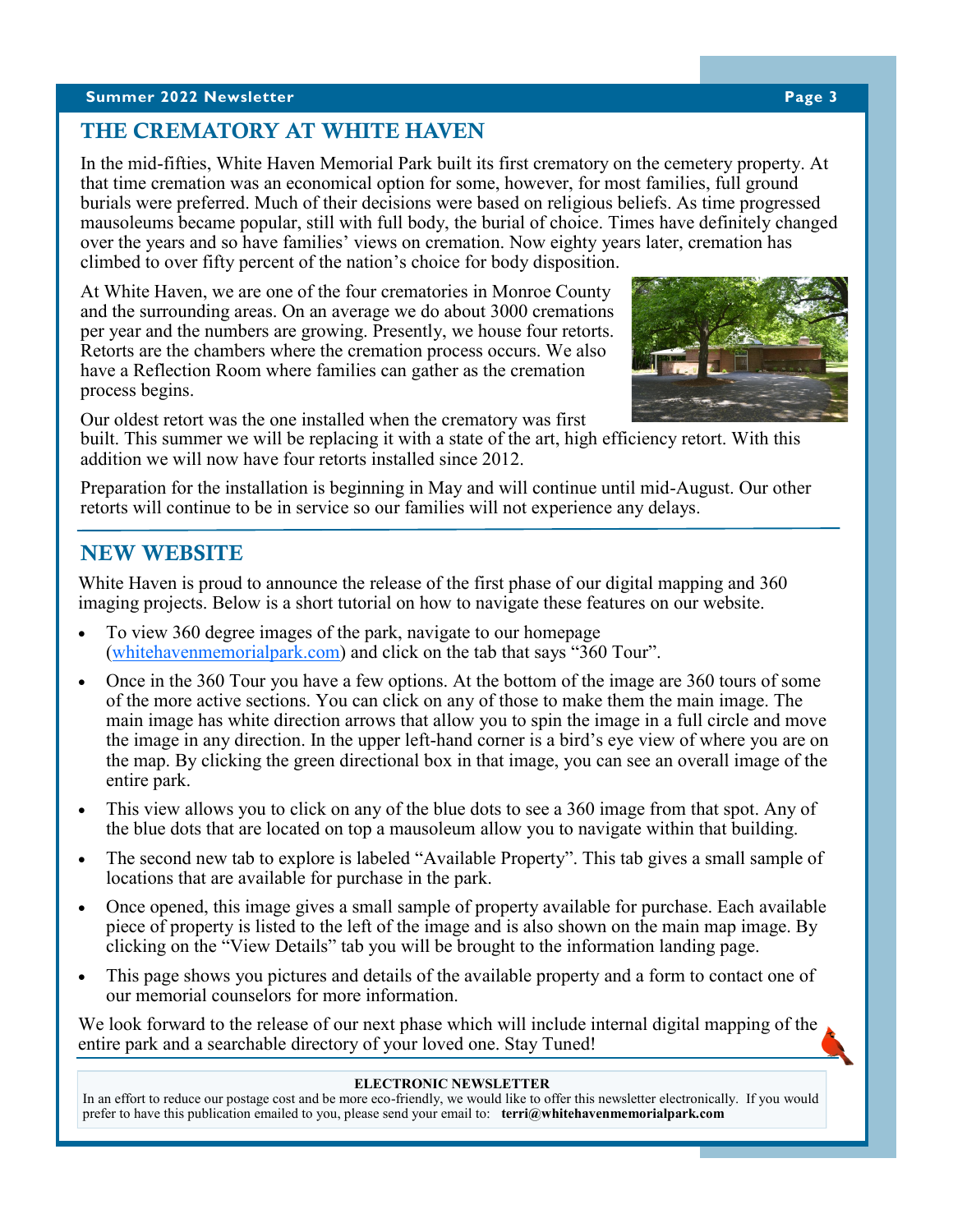## THE CREMATORY AT WHITE HAVEN

In the mid-fifties, White Haven Memorial Park built its first crematory on the cemetery property. At that time cremation was an economical option for some, however, for most families, full ground burials were preferred. Much of their decisions were based on religious beliefs. As time progressed mausoleums became popular, still with full body, the burial of choice. Times have definitely changed over the years and so have families' views on cremation. Now eighty years later, cremation has climbed to over fifty percent of the nation's choice for body disposition.

At White Haven, we are one of the four crematories in Monroe County and the surrounding areas. On an average we do about 3000 cremations per year and the numbers are growing. Presently, we house four retorts. Retorts are the chambers where the cremation process occurs. We also have a Reflection Room where families can gather as the cremation process begins.

Our oldest retort was the one installed when the crematory was first built. This summer we will be replacing it with a state of the art, high efficiency retort. With this addition we will now have four retorts installed since 2012.

Preparation for the installation is beginning in May and will continue until mid-August. Our other retorts will continue to be in service so our families will not experience any delays.

## NEW WEBSITE

White Haven is proud to announce the release of the first phase of our digital mapping and 360 imaging projects. Below is a short tutorial on how to navigate these features on our website.

- To view 360 degree images of the park, navigate to our homepage (whitehavenmemorialpark.com) and click on the tab that says "360 Tour".
- Once in the 360 Tour you have a few options. At the bottom of the image are 360 tours of some of the more active sections. You can click on any of those to make them the main image. The main image has white direction arrows that allow you to spin the image in a full circle and move the image in any direction. In the upper left-hand corner is a bird's eye view of where you are on the map. By clicking the green directional box in that image, you can see an overall image of the entire park.
- This view allows you to click on any of the blue dots to see a 360 image from that spot. Any of the blue dots that are located on top a mausoleum allow you to navigate within that building.
- The second new tab to explore is labeled "Available Property". This tab gives a small sample of locations that are available for purchase in the park.
- Once opened, this image gives a small sample of property available for purchase. Each available piece of property is listed to the left of the image and is also shown on the main map image. By clicking on the "View Details" tab you will be brought to the information landing page.
- This page shows you pictures and details of the available property and a form to contact one of our memorial counselors for more information.

We look forward to the release of our next phase which will include internal digital mapping of the entire park and a searchable directory of your loved one. Stay Tuned!

**ELECTRONIC NEWSLETTER**

In an effort to reduce our postage cost and be more eco-friendly, we would like to offer this newsletter electronically. If you would prefer to have this publication emailed to you, please send your email to: **terri@whitehavenmemorialpark.com**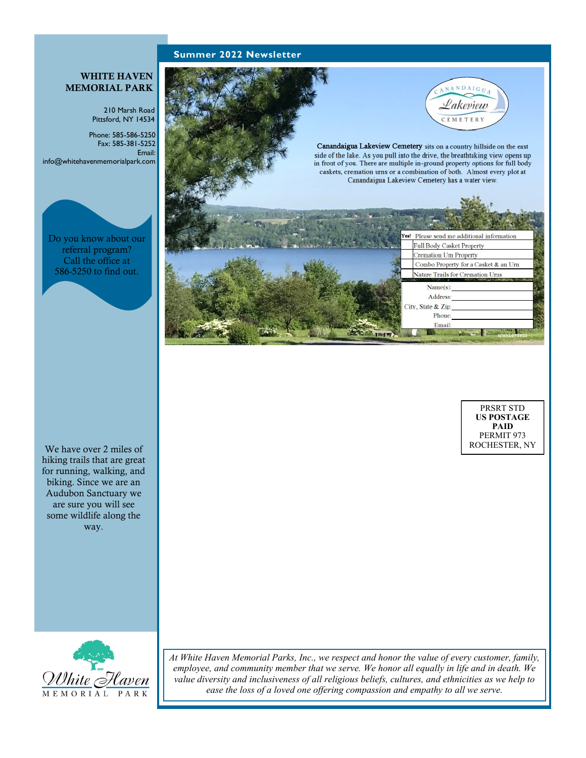**WHITE HAVEN MEMORIAL PARK**

210 Marsh Road
Pittsford, NY 14534

Phone: 585-586-5250
Fax: 585-381-5252
Email:
info@whitehavenmemorialpark.com

Do you know about our referral program? Call the office at 586-5250 to find out.

We have over 2 miles of hiking trails that are great for running, walking, and biking. Since we are an Audubon Sanctuary we are sure you will see some wildlife along the way.

White Haven
MEMORIAL PARK

## Summer 2022 Newsletter

CANANDAIGUA Lakeview CEMETERY

Canandaigua Lakeview Cemetery sits on a country hillside on the east side of the lake. As you pull into the drive, the breathtaking view opens up in front of you. There are multiple in-ground property options for full body caskets, cremation urns or a combination of both. Almost every plot at Canandaigua Lakeview Cemetery has a water view.

| Yes! | Please send me additional information |
|---|---|
| | Full Body Casket Property |
| | Cremation Urn Property |
| | Combo Property for a Casket & an Urn |
| | Nature Trails for Cremation Urns |

| | |
|---|---|
| Name(s): | |
| Address: | |
| City, State & Zip: | |
| Phone: | |
| Email: | |

WHNL072022

PRSRT STD
**US POSTAGE PAID**
PERMIT 973
ROCHESTER, NY

*At White Haven Memorial Parks, Inc., we respect and honor the value of every customer, family, employee, and community member that we serve. We honor all equally in life and in death. We value diversity and inclusiveness of all religious beliefs, cultures, and ethnicities as we help to ease the loss of a loved one offering compassion and empathy to all we serve.*